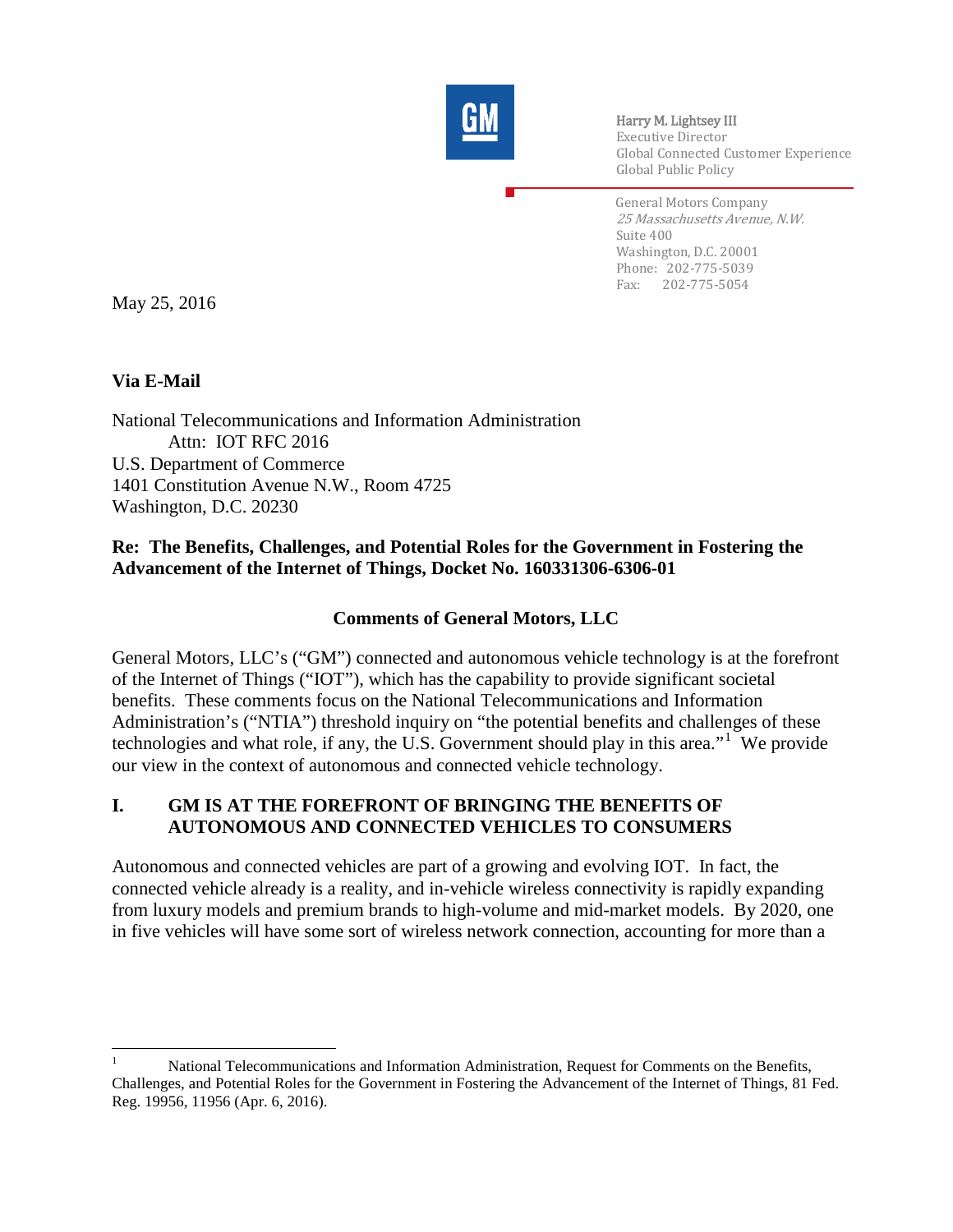Harry M. Lightsey III
Executive Director
Global Connected Customer Experience
Global Public Policy

General Motors Company
*25 Massachusetts Avenue, N.W.*
Suite 400
Washington, D.C. 20001
Phone: 202-775-5039
Fax: 202-775-5054

May 25, 2016

**Via E-Mail**

National Telecommunications and Information Administration
Attn: IOT RFC 2016
U.S. Department of Commerce
1401 Constitution Avenue N.W., Room 4725
Washington, D.C. 20230

**Re: The Benefits, Challenges, and Potential Roles for the Government in Fostering the Advancement of the Internet of Things, Docket No. 160331306-6306-01**

**Comments of General Motors, LLC**

General Motors, LLC's ("GM") connected and autonomous vehicle technology is at the forefront of the Internet of Things ("IOT"), which has the capability to provide significant societal benefits. These comments focus on the National Telecommunications and Information Administration's ("NTIA") threshold inquiry on "the potential benefits and challenges of these technologies and what role, if any, the U.S. Government should play in this area."[1] We provide our view in the context of autonomous and connected vehicle technology.

## I. GM IS AT THE FOREFRONT OF BRINGING THE BENEFITS OF AUTONOMOUS AND CONNECTED VEHICLES TO CONSUMERS

Autonomous and connected vehicles are part of a growing and evolving IOT. In fact, the connected vehicle already is a reality, and in-vehicle wireless connectivity is rapidly expanding from luxury models and premium brands to high-volume and mid-market models. By 2020, one in five vehicles will have some sort of wireless network connection, accounting for more than a

---

[1] National Telecommunications and Information Administration, Request for Comments on the Benefits, Challenges, and Potential Roles for the Government in Fostering the Advancement of the Internet of Things, 81 Fed. Reg. 19956, 11956 (Apr. 6, 2016).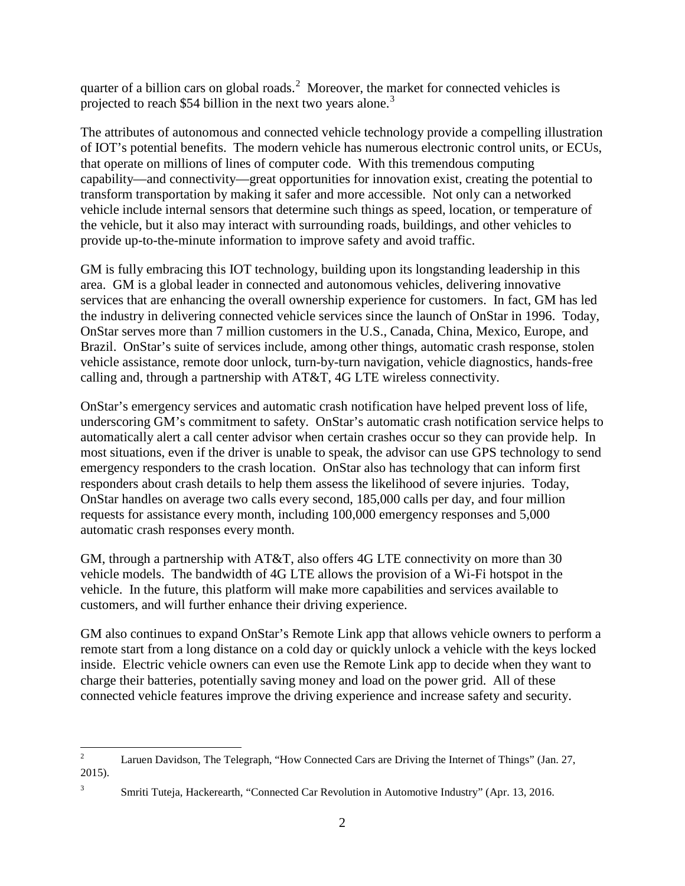quarter of a billion cars on global roads.[2] Moreover, the market for connected vehicles is projected to reach $54 billion in the next two years alone.[3]

The attributes of autonomous and connected vehicle technology provide a compelling illustration of IOT's potential benefits. The modern vehicle has numerous electronic control units, or ECUs, that operate on millions of lines of computer code. With this tremendous computing capability—and connectivity—great opportunities for innovation exist, creating the potential to transform transportation by making it safer and more accessible. Not only can a networked vehicle include internal sensors that determine such things as speed, location, or temperature of the vehicle, but it also may interact with surrounding roads, buildings, and other vehicles to provide up-to-the-minute information to improve safety and avoid traffic.

GM is fully embracing this IOT technology, building upon its longstanding leadership in this area. GM is a global leader in connected and autonomous vehicles, delivering innovative services that are enhancing the overall ownership experience for customers. In fact, GM has led the industry in delivering connected vehicle services since the launch of OnStar in 1996. Today, OnStar serves more than 7 million customers in the U.S., Canada, China, Mexico, Europe, and Brazil. OnStar's suite of services include, among other things, automatic crash response, stolen vehicle assistance, remote door unlock, turn-by-turn navigation, vehicle diagnostics, hands-free calling and, through a partnership with AT&T, 4G LTE wireless connectivity.

OnStar's emergency services and automatic crash notification have helped prevent loss of life, underscoring GM's commitment to safety. OnStar's automatic crash notification service helps to automatically alert a call center advisor when certain crashes occur so they can provide help. In most situations, even if the driver is unable to speak, the advisor can use GPS technology to send emergency responders to the crash location. OnStar also has technology that can inform first responders about crash details to help them assess the likelihood of severe injuries. Today, OnStar handles on average two calls every second, 185,000 calls per day, and four million requests for assistance every month, including 100,000 emergency responses and 5,000 automatic crash responses every month.

GM, through a partnership with AT&T, also offers 4G LTE connectivity on more than 30 vehicle models. The bandwidth of 4G LTE allows the provision of a Wi-Fi hotspot in the vehicle. In the future, this platform will make more capabilities and services available to customers, and will further enhance their driving experience.

GM also continues to expand OnStar's Remote Link app that allows vehicle owners to perform a remote start from a long distance on a cold day or quickly unlock a vehicle with the keys locked inside. Electric vehicle owners can even use the Remote Link app to decide when they want to charge their batteries, potentially saving money and load on the power grid. All of these connected vehicle features improve the driving experience and increase safety and security.

---

[2] Laruen Davidson, The Telegraph, "How Connected Cars are Driving the Internet of Things" (Jan. 27, 2015).

[3] Smriti Tuteja, Hackerearth, "Connected Car Revolution in Automotive Industry" (Apr. 13, 2016.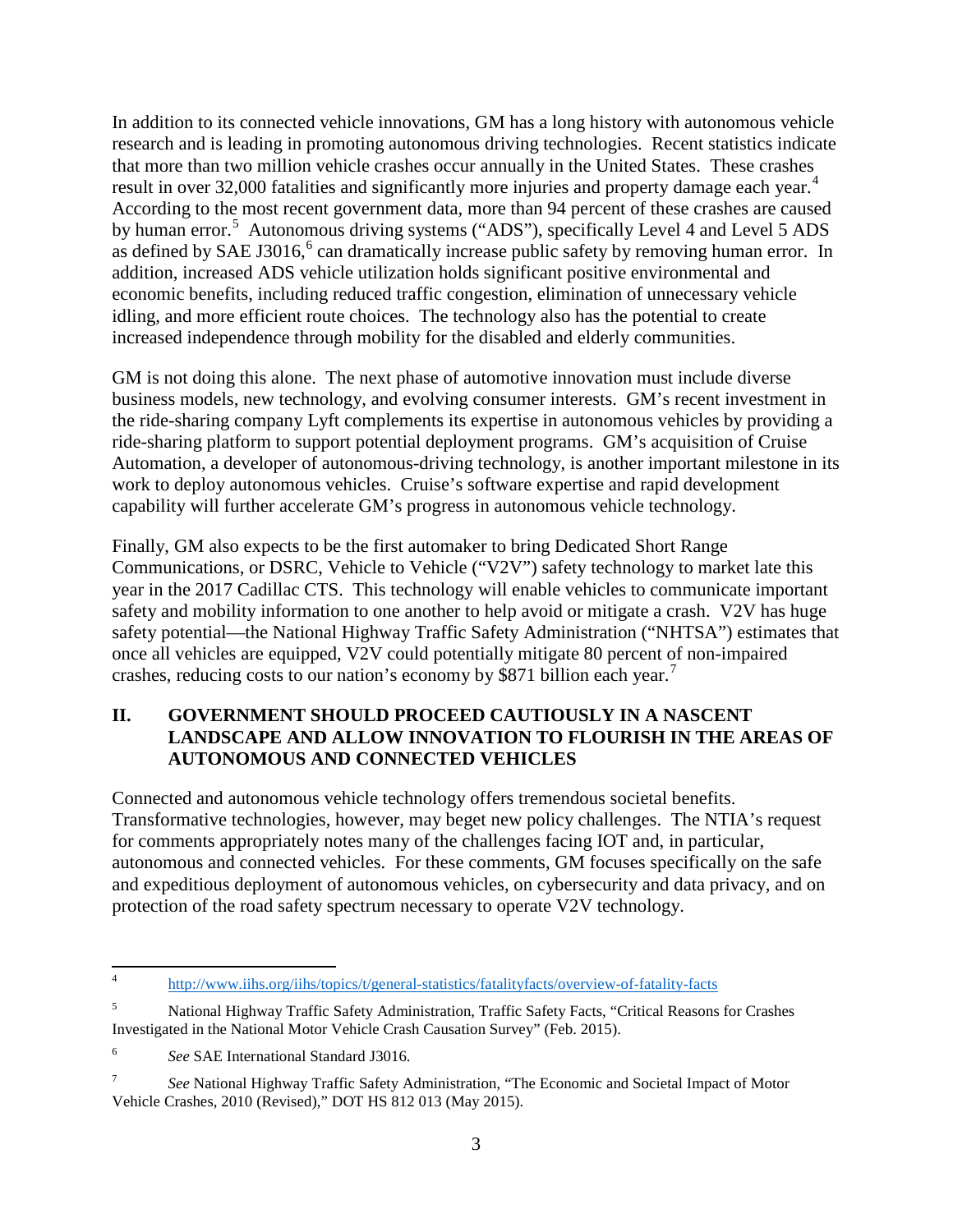In addition to its connected vehicle innovations, GM has a long history with autonomous vehicle research and is leading in promoting autonomous driving technologies. Recent statistics indicate that more than two million vehicle crashes occur annually in the United States. These crashes result in over 32,000 fatalities and significantly more injuries and property damage each year.[4] According to the most recent government data, more than 94 percent of these crashes are caused by human error.[5] Autonomous driving systems ("ADS"), specifically Level 4 and Level 5 ADS as defined by SAE J3016,[6] can dramatically increase public safety by removing human error. In addition, increased ADS vehicle utilization holds significant positive environmental and economic benefits, including reduced traffic congestion, elimination of unnecessary vehicle idling, and more efficient route choices. The technology also has the potential to create increased independence through mobility for the disabled and elderly communities.

GM is not doing this alone. The next phase of automotive innovation must include diverse business models, new technology, and evolving consumer interests. GM's recent investment in the ride-sharing company Lyft complements its expertise in autonomous vehicles by providing a ride-sharing platform to support potential deployment programs. GM's acquisition of Cruise Automation, a developer of autonomous-driving technology, is another important milestone in its work to deploy autonomous vehicles. Cruise's software expertise and rapid development capability will further accelerate GM's progress in autonomous vehicle technology.

Finally, GM also expects to be the first automaker to bring Dedicated Short Range Communications, or DSRC, Vehicle to Vehicle ("V2V") safety technology to market late this year in the 2017 Cadillac CTS. This technology will enable vehicles to communicate important safety and mobility information to one another to help avoid or mitigate a crash. V2V has huge safety potential—the National Highway Traffic Safety Administration ("NHTSA") estimates that once all vehicles are equipped, V2V could potentially mitigate 80 percent of non-impaired crashes, reducing costs to our nation's economy by $871 billion each year.[7]

## II. GOVERNMENT SHOULD PROCEED CAUTIOUSLY IN A NASCENT LANDSCAPE AND ALLOW INNOVATION TO FLOURISH IN THE AREAS OF AUTONOMOUS AND CONNECTED VEHICLES

Connected and autonomous vehicle technology offers tremendous societal benefits. Transformative technologies, however, may beget new policy challenges. The NTIA's request for comments appropriately notes many of the challenges facing IOT and, in particular, autonomous and connected vehicles. For these comments, GM focuses specifically on the safe and expeditious deployment of autonomous vehicles, on cybersecurity and data privacy, and on protection of the road safety spectrum necessary to operate V2V technology.

---

[4] http://www.iihs.org/iihs/topics/t/general-statistics/fatalityfacts/overview-of-fatality-facts

[5] National Highway Traffic Safety Administration, Traffic Safety Facts, "Critical Reasons for Crashes Investigated in the National Motor Vehicle Crash Causation Survey" (Feb. 2015).

[6] *See* SAE International Standard J3016.

[7] *See* National Highway Traffic Safety Administration, "The Economic and Societal Impact of Motor Vehicle Crashes, 2010 (Revised)," DOT HS 812 013 (May 2015).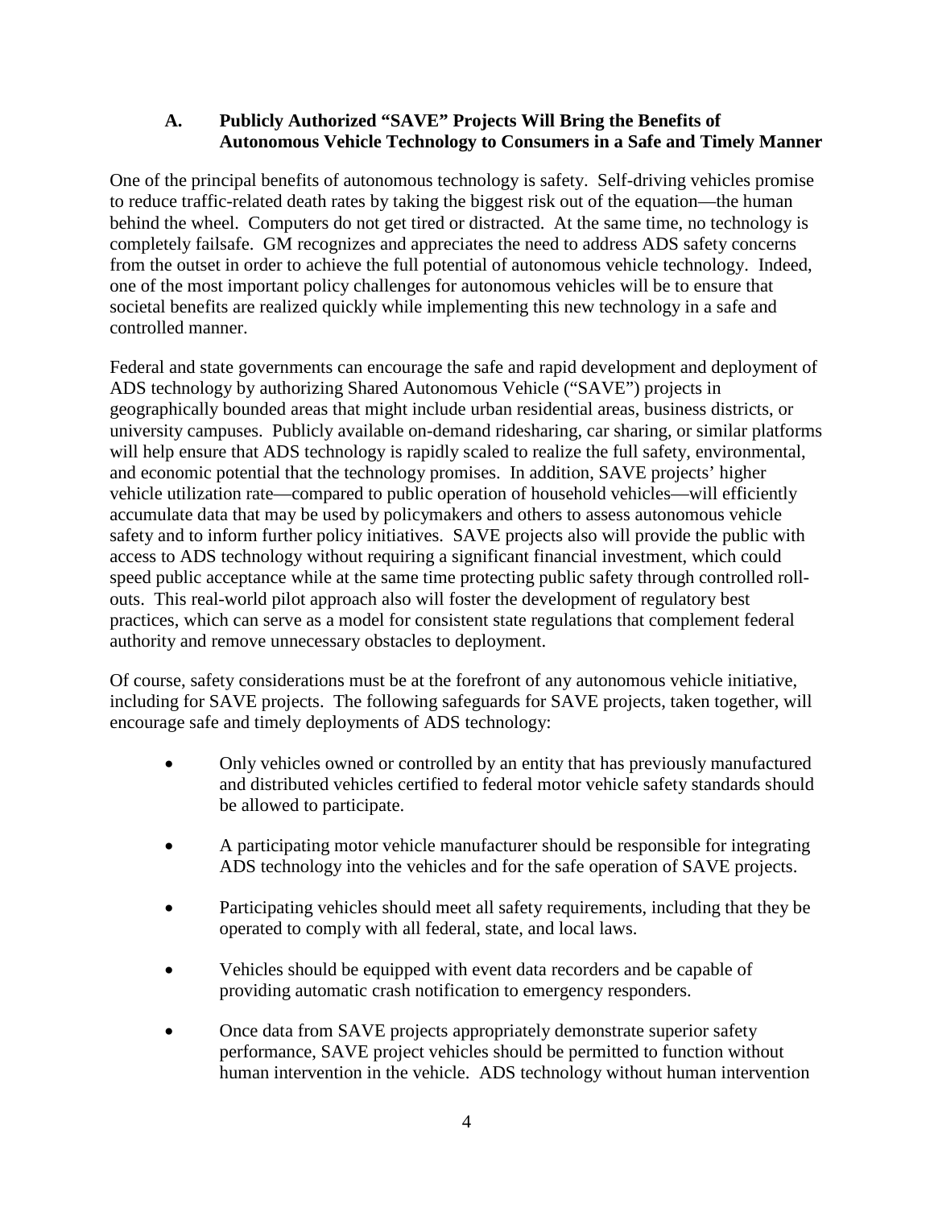### A. Publicly Authorized "SAVE" Projects Will Bring the Benefits of Autonomous Vehicle Technology to Consumers in a Safe and Timely Manner

One of the principal benefits of autonomous technology is safety. Self-driving vehicles promise to reduce traffic-related death rates by taking the biggest risk out of the equation—the human behind the wheel. Computers do not get tired or distracted. At the same time, no technology is completely failsafe. GM recognizes and appreciates the need to address ADS safety concerns from the outset in order to achieve the full potential of autonomous vehicle technology. Indeed, one of the most important policy challenges for autonomous vehicles will be to ensure that societal benefits are realized quickly while implementing this new technology in a safe and controlled manner.

Federal and state governments can encourage the safe and rapid development and deployment of ADS technology by authorizing Shared Autonomous Vehicle ("SAVE") projects in geographically bounded areas that might include urban residential areas, business districts, or university campuses. Publicly available on-demand ridesharing, car sharing, or similar platforms will help ensure that ADS technology is rapidly scaled to realize the full safety, environmental, and economic potential that the technology promises. In addition, SAVE projects' higher vehicle utilization rate—compared to public operation of household vehicles—will efficiently accumulate data that may be used by policymakers and others to assess autonomous vehicle safety and to inform further policy initiatives. SAVE projects also will provide the public with access to ADS technology without requiring a significant financial investment, which could speed public acceptance while at the same time protecting public safety through controlled roll-outs. This real-world pilot approach also will foster the development of regulatory best practices, which can serve as a model for consistent state regulations that complement federal authority and remove unnecessary obstacles to deployment.

Of course, safety considerations must be at the forefront of any autonomous vehicle initiative, including for SAVE projects. The following safeguards for SAVE projects, taken together, will encourage safe and timely deployments of ADS technology:

- Only vehicles owned or controlled by an entity that has previously manufactured and distributed vehicles certified to federal motor vehicle safety standards should be allowed to participate.
- A participating motor vehicle manufacturer should be responsible for integrating ADS technology into the vehicles and for the safe operation of SAVE projects.
- Participating vehicles should meet all safety requirements, including that they be operated to comply with all federal, state, and local laws.
- Vehicles should be equipped with event data recorders and be capable of providing automatic crash notification to emergency responders.
- Once data from SAVE projects appropriately demonstrate superior safety performance, SAVE project vehicles should be permitted to function without human intervention in the vehicle. ADS technology without human intervention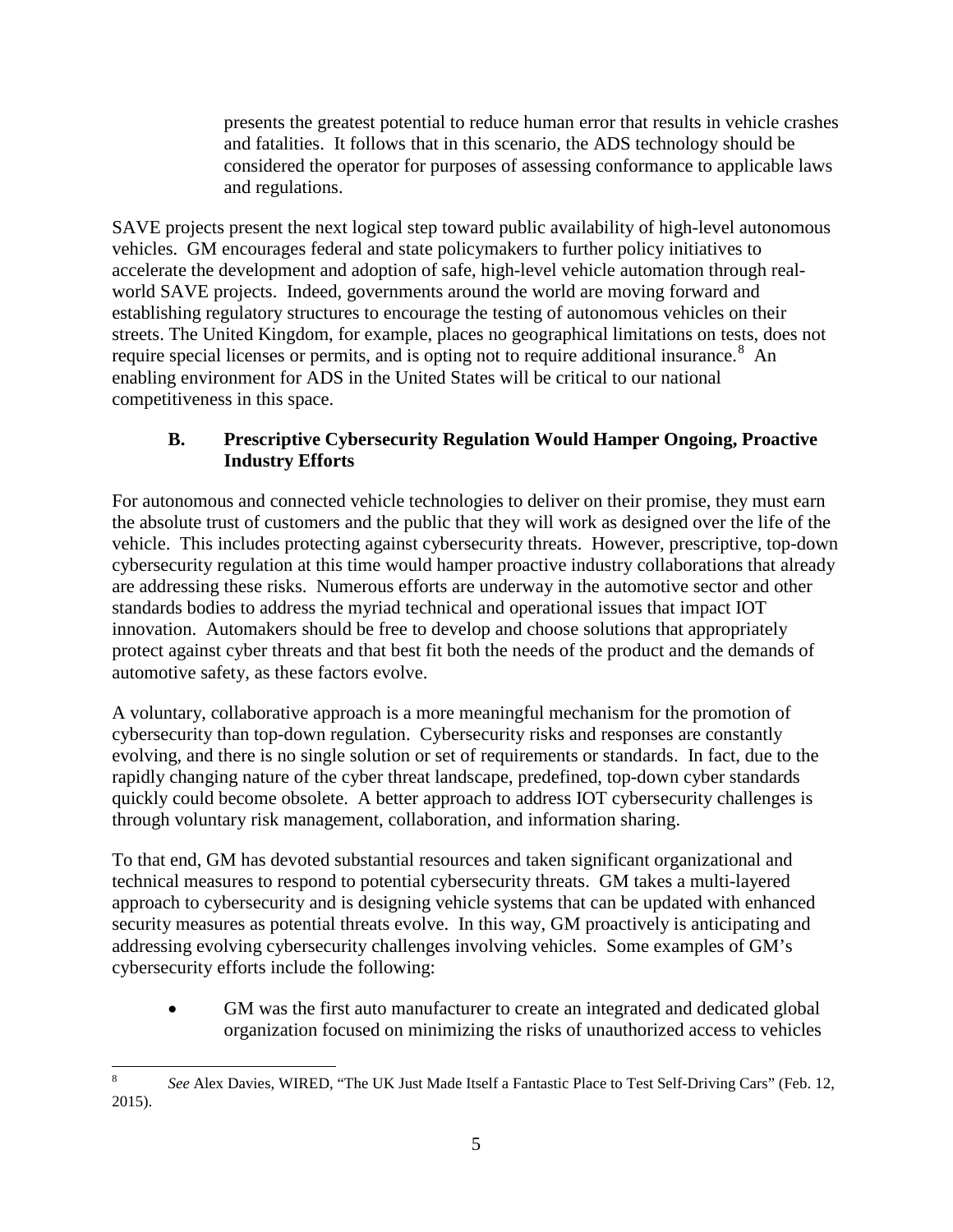presents the greatest potential to reduce human error that results in vehicle crashes and fatalities. It follows that in this scenario, the ADS technology should be considered the operator for purposes of assessing conformance to applicable laws and regulations.

SAVE projects present the next logical step toward public availability of high-level autonomous vehicles. GM encourages federal and state policymakers to further policy initiatives to accelerate the development and adoption of safe, high-level vehicle automation through real-world SAVE projects. Indeed, governments around the world are moving forward and establishing regulatory structures to encourage the testing of autonomous vehicles on their streets. The United Kingdom, for example, places no geographical limitations on tests, does not require special licenses or permits, and is opting not to require additional insurance.[8] An enabling environment for ADS in the United States will be critical to our national competitiveness in this space.

### B. Prescriptive Cybersecurity Regulation Would Hamper Ongoing, Proactive Industry Efforts

For autonomous and connected vehicle technologies to deliver on their promise, they must earn the absolute trust of customers and the public that they will work as designed over the life of the vehicle. This includes protecting against cybersecurity threats. However, prescriptive, top-down cybersecurity regulation at this time would hamper proactive industry collaborations that already are addressing these risks. Numerous efforts are underway in the automotive sector and other standards bodies to address the myriad technical and operational issues that impact IOT innovation. Automakers should be free to develop and choose solutions that appropriately protect against cyber threats and that best fit both the needs of the product and the demands of automotive safety, as these factors evolve.

A voluntary, collaborative approach is a more meaningful mechanism for the promotion of cybersecurity than top-down regulation. Cybersecurity risks and responses are constantly evolving, and there is no single solution or set of requirements or standards. In fact, due to the rapidly changing nature of the cyber threat landscape, predefined, top-down cyber standards quickly could become obsolete. A better approach to address IOT cybersecurity challenges is through voluntary risk management, collaboration, and information sharing.

To that end, GM has devoted substantial resources and taken significant organizational and technical measures to respond to potential cybersecurity threats. GM takes a multi-layered approach to cybersecurity and is designing vehicle systems that can be updated with enhanced security measures as potential threats evolve. In this way, GM proactively is anticipating and addressing evolving cybersecurity challenges involving vehicles. Some examples of GM's cybersecurity efforts include the following:

- GM was the first auto manufacturer to create an integrated and dedicated global organization focused on minimizing the risks of unauthorized access to vehicles

---

[8] *See* Alex Davies, WIRED, "The UK Just Made Itself a Fantastic Place to Test Self-Driving Cars" (Feb. 12, 2015).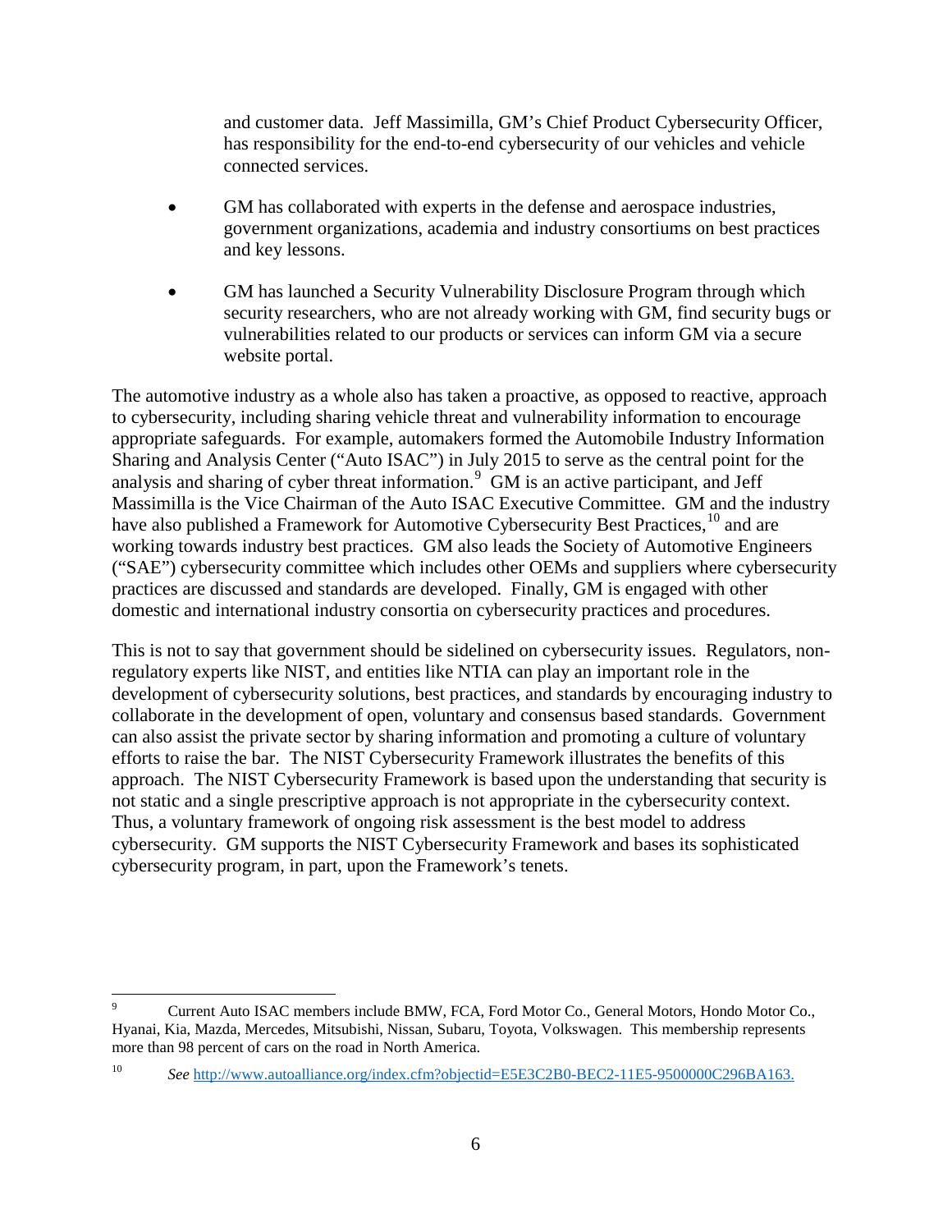and customer data. Jeff Massimilla, GM's Chief Product Cybersecurity Officer, has responsibility for the end-to-end cybersecurity of our vehicles and vehicle connected services.

- GM has collaborated with experts in the defense and aerospace industries, government organizations, academia and industry consortiums on best practices and key lessons.

- GM has launched a Security Vulnerability Disclosure Program through which security researchers, who are not already working with GM, find security bugs or vulnerabilities related to our products or services can inform GM via a secure website portal.

The automotive industry as a whole also has taken a proactive, as opposed to reactive, approach to cybersecurity, including sharing vehicle threat and vulnerability information to encourage appropriate safeguards. For example, automakers formed the Automobile Industry Information Sharing and Analysis Center ("Auto ISAC") in July 2015 to serve as the central point for the analysis and sharing of cyber threat information.[9] GM is an active participant, and Jeff Massimilla is the Vice Chairman of the Auto ISAC Executive Committee. GM and the industry have also published a Framework for Automotive Cybersecurity Best Practices,[10] and are working towards industry best practices. GM also leads the Society of Automotive Engineers ("SAE") cybersecurity committee which includes other OEMs and suppliers where cybersecurity practices are discussed and standards are developed. Finally, GM is engaged with other domestic and international industry consortia on cybersecurity practices and procedures.

This is not to say that government should be sidelined on cybersecurity issues. Regulators, non-regulatory experts like NIST, and entities like NTIA can play an important role in the development of cybersecurity solutions, best practices, and standards by encouraging industry to collaborate in the development of open, voluntary and consensus based standards. Government can also assist the private sector by sharing information and promoting a culture of voluntary efforts to raise the bar. The NIST Cybersecurity Framework illustrates the benefits of this approach. The NIST Cybersecurity Framework is based upon the understanding that security is not static and a single prescriptive approach is not appropriate in the cybersecurity context. Thus, a voluntary framework of ongoing risk assessment is the best model to address cybersecurity. GM supports the NIST Cybersecurity Framework and bases its sophisticated cybersecurity program, in part, upon the Framework's tenets.

---

[9] Current Auto ISAC members include BMW, FCA, Ford Motor Co., General Motors, Hondo Motor Co., Hyanai, Kia, Mazda, Mercedes, Mitsubishi, Nissan, Subaru, Toyota, Volkswagen. This membership represents more than 98 percent of cars on the road in North America.

[10] *See* http://www.autoalliance.org/index.cfm?objectid=E5E3C2B0-BEC2-11E5-9500000C296BA163.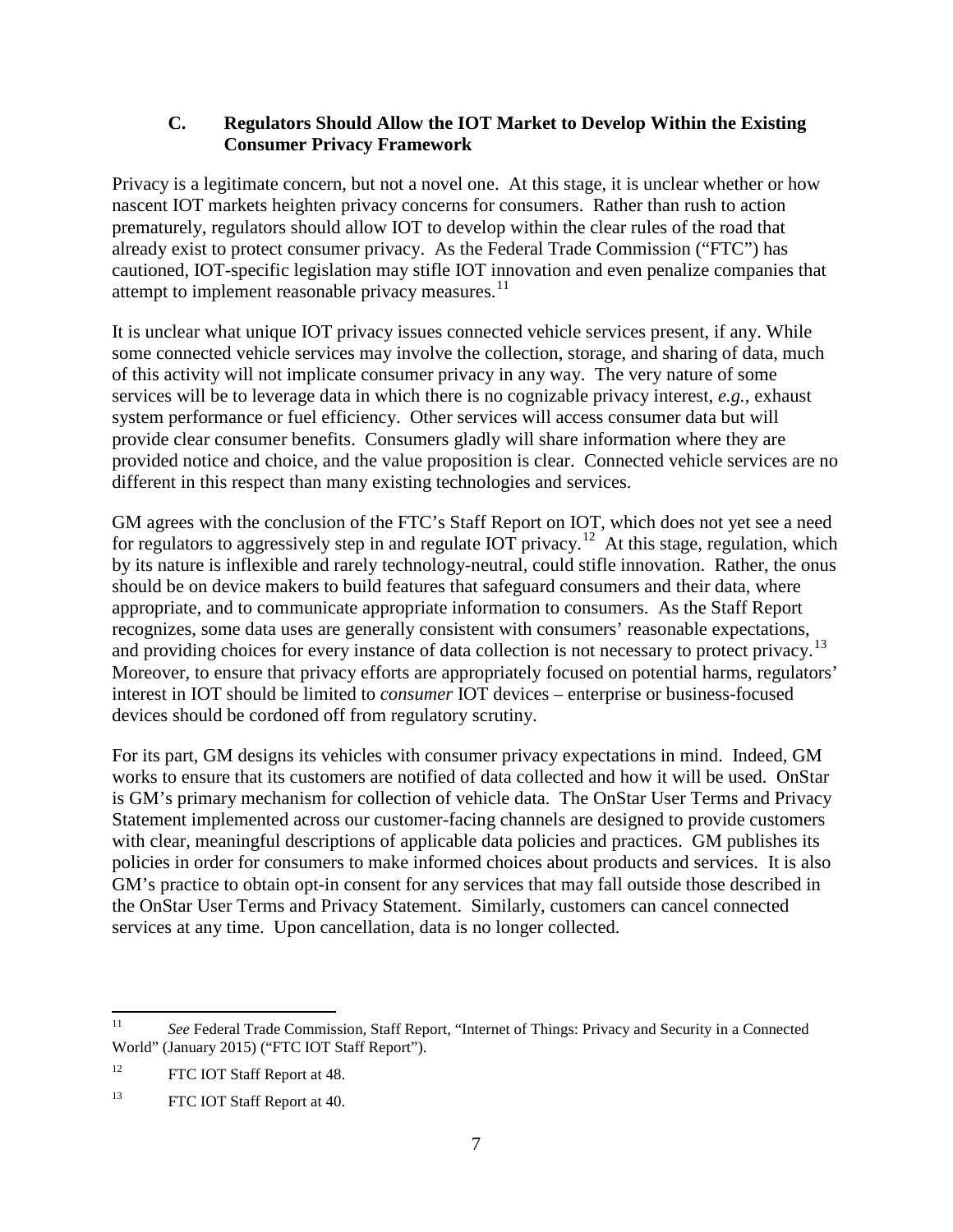### C. Regulators Should Allow the IOT Market to Develop Within the Existing Consumer Privacy Framework

Privacy is a legitimate concern, but not a novel one. At this stage, it is unclear whether or how nascent IOT markets heighten privacy concerns for consumers. Rather than rush to action prematurely, regulators should allow IOT to develop within the clear rules of the road that already exist to protect consumer privacy. As the Federal Trade Commission ("FTC") has cautioned, IOT-specific legislation may stifle IOT innovation and even penalize companies that attempt to implement reasonable privacy measures.[11]

It is unclear what unique IOT privacy issues connected vehicle services present, if any. While some connected vehicle services may involve the collection, storage, and sharing of data, much of this activity will not implicate consumer privacy in any way. The very nature of some services will be to leverage data in which there is no cognizable privacy interest, *e.g.*, exhaust system performance or fuel efficiency. Other services will access consumer data but will provide clear consumer benefits. Consumers gladly will share information where they are provided notice and choice, and the value proposition is clear. Connected vehicle services are no different in this respect than many existing technologies and services.

GM agrees with the conclusion of the FTC's Staff Report on IOT, which does not yet see a need for regulators to aggressively step in and regulate IOT privacy.[12] At this stage, regulation, which by its nature is inflexible and rarely technology-neutral, could stifle innovation. Rather, the onus should be on device makers to build features that safeguard consumers and their data, where appropriate, and to communicate appropriate information to consumers. As the Staff Report recognizes, some data uses are generally consistent with consumers' reasonable expectations, and providing choices for every instance of data collection is not necessary to protect privacy.[13] Moreover, to ensure that privacy efforts are appropriately focused on potential harms, regulators' interest in IOT should be limited to *consumer* IOT devices – enterprise or business-focused devices should be cordoned off from regulatory scrutiny.

For its part, GM designs its vehicles with consumer privacy expectations in mind. Indeed, GM works to ensure that its customers are notified of data collected and how it will be used. OnStar is GM's primary mechanism for collection of vehicle data. The OnStar User Terms and Privacy Statement implemented across our customer-facing channels are designed to provide customers with clear, meaningful descriptions of applicable data policies and practices. GM publishes its policies in order for consumers to make informed choices about products and services. It is also GM's practice to obtain opt-in consent for any services that may fall outside those described in the OnStar User Terms and Privacy Statement. Similarly, customers can cancel connected services at any time. Upon cancellation, data is no longer collected.

---

[11] *See* Federal Trade Commission, Staff Report, "Internet of Things: Privacy and Security in a Connected World" (January 2015) ("FTC IOT Staff Report").

[12] FTC IOT Staff Report at 48.

[13] FTC IOT Staff Report at 40.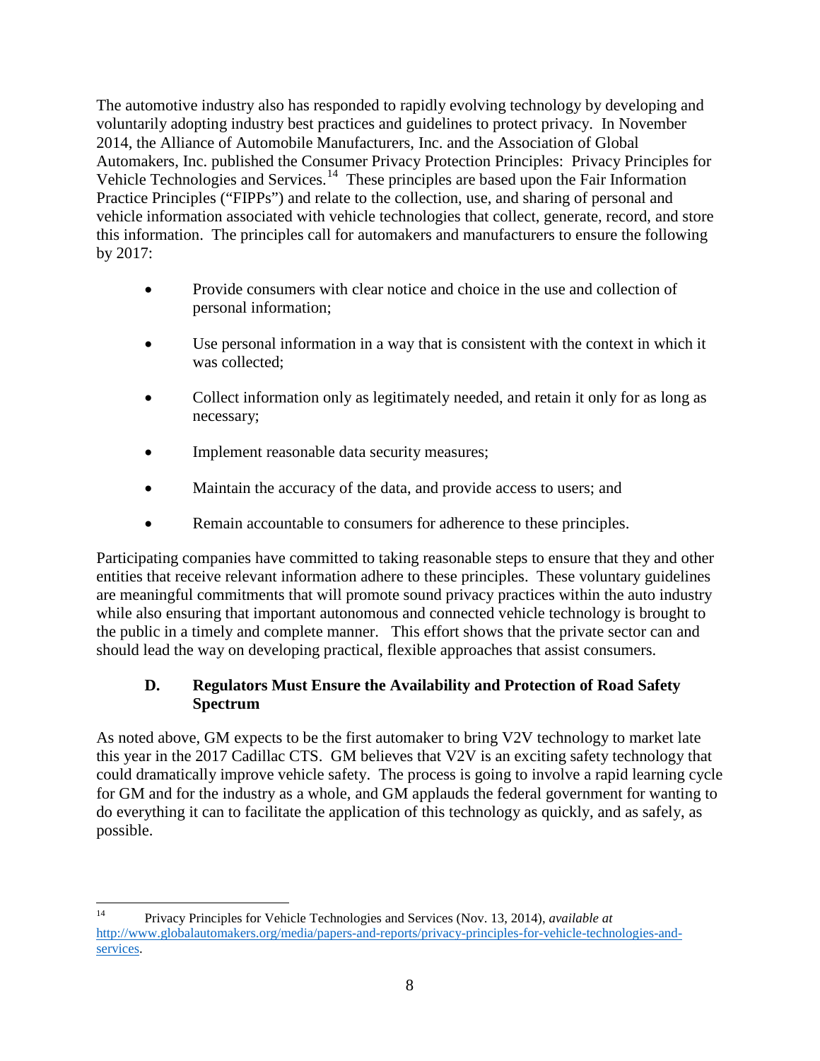The automotive industry also has responded to rapidly evolving technology by developing and voluntarily adopting industry best practices and guidelines to protect privacy. In November 2014, the Alliance of Automobile Manufacturers, Inc. and the Association of Global Automakers, Inc. published the Consumer Privacy Protection Principles: Privacy Principles for Vehicle Technologies and Services.[14] These principles are based upon the Fair Information Practice Principles ("FIPPs") and relate to the collection, use, and sharing of personal and vehicle information associated with vehicle technologies that collect, generate, record, and store this information. The principles call for automakers and manufacturers to ensure the following by 2017:

- Provide consumers with clear notice and choice in the use and collection of personal information;
- Use personal information in a way that is consistent with the context in which it was collected;
- Collect information only as legitimately needed, and retain it only for as long as necessary;
- Implement reasonable data security measures;
- Maintain the accuracy of the data, and provide access to users; and
- Remain accountable to consumers for adherence to these principles.

Participating companies have committed to taking reasonable steps to ensure that they and other entities that receive relevant information adhere to these principles. These voluntary guidelines are meaningful commitments that will promote sound privacy practices within the auto industry while also ensuring that important autonomous and connected vehicle technology is brought to the public in a timely and complete manner. This effort shows that the private sector can and should lead the way on developing practical, flexible approaches that assist consumers.

### D. Regulators Must Ensure the Availability and Protection of Road Safety Spectrum

As noted above, GM expects to be the first automaker to bring V2V technology to market late this year in the 2017 Cadillac CTS. GM believes that V2V is an exciting safety technology that could dramatically improve vehicle safety. The process is going to involve a rapid learning cycle for GM and for the industry as a whole, and GM applauds the federal government for wanting to do everything it can to facilitate the application of this technology as quickly, and as safely, as possible.

---

[14] Privacy Principles for Vehicle Technologies and Services (Nov. 13, 2014), *available at* http://www.globalautomakers.org/media/papers-and-reports/privacy-principles-for-vehicle-technologies-and-services.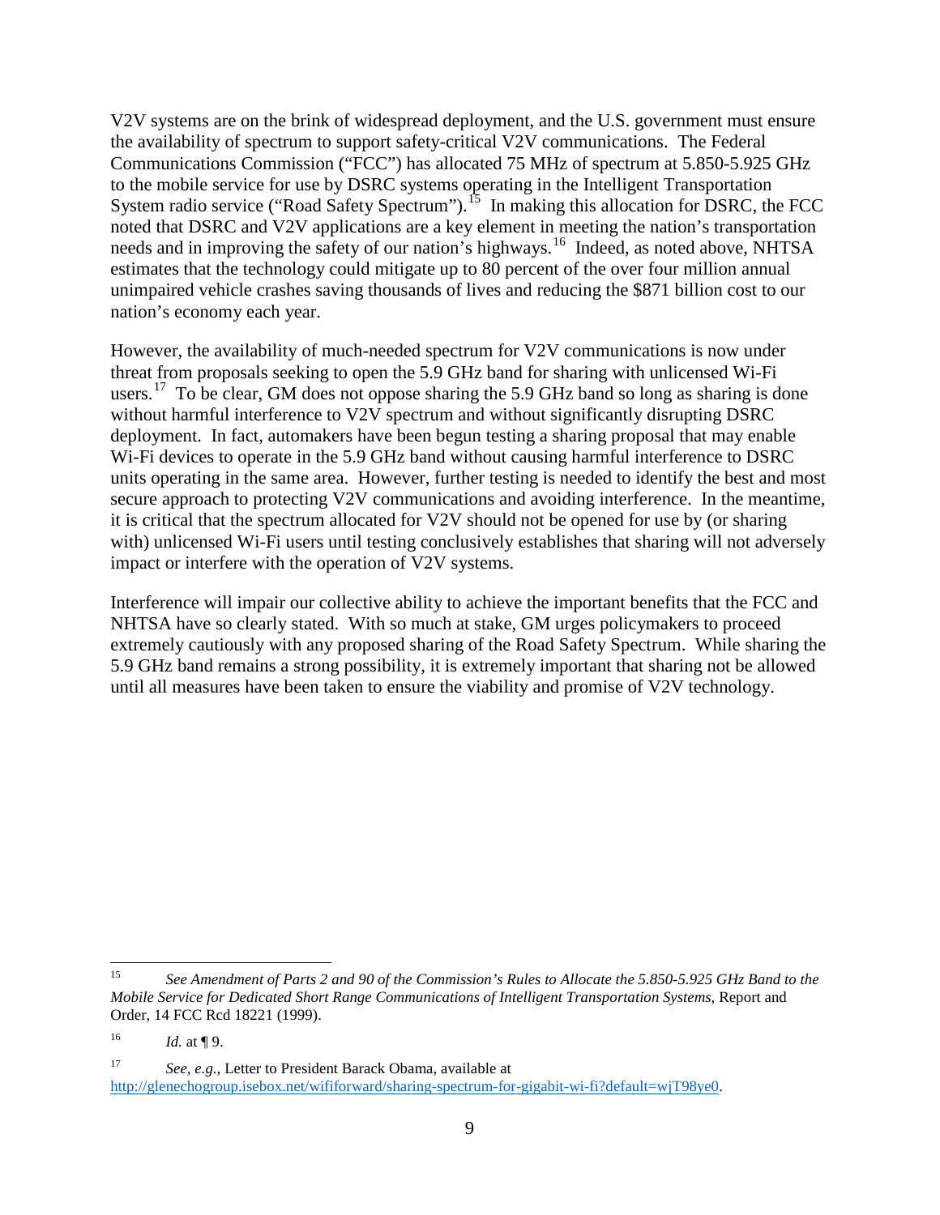V2V systems are on the brink of widespread deployment, and the U.S. government must ensure the availability of spectrum to support safety-critical V2V communications. The Federal Communications Commission ("FCC") has allocated 75 MHz of spectrum at 5.850-5.925 GHz to the mobile service for use by DSRC systems operating in the Intelligent Transportation System radio service ("Road Safety Spectrum").[15] In making this allocation for DSRC, the FCC noted that DSRC and V2V applications are a key element in meeting the nation's transportation needs and in improving the safety of our nation's highways.[16] Indeed, as noted above, NHTSA estimates that the technology could mitigate up to 80 percent of the over four million annual unimpaired vehicle crashes saving thousands of lives and reducing the $871 billion cost to our nation's economy each year.

However, the availability of much-needed spectrum for V2V communications is now under threat from proposals seeking to open the 5.9 GHz band for sharing with unlicensed Wi-Fi users.[17] To be clear, GM does not oppose sharing the 5.9 GHz band so long as sharing is done without harmful interference to V2V spectrum and without significantly disrupting DSRC deployment. In fact, automakers have been begun testing a sharing proposal that may enable Wi-Fi devices to operate in the 5.9 GHz band without causing harmful interference to DSRC units operating in the same area. However, further testing is needed to identify the best and most secure approach to protecting V2V communications and avoiding interference. In the meantime, it is critical that the spectrum allocated for V2V should not be opened for use by (or sharing with) unlicensed Wi-Fi users until testing conclusively establishes that sharing will not adversely impact or interfere with the operation of V2V systems.

Interference will impair our collective ability to achieve the important benefits that the FCC and NHTSA have so clearly stated. With so much at stake, GM urges policymakers to proceed extremely cautiously with any proposed sharing of the Road Safety Spectrum. While sharing the 5.9 GHz band remains a strong possibility, it is extremely important that sharing not be allowed until all measures have been taken to ensure the viability and promise of V2V technology.

---

[15] *See Amendment of Parts 2 and 90 of the Commission's Rules to Allocate the 5.850-5.925 GHz Band to the Mobile Service for Dedicated Short Range Communications of Intelligent Transportation Systems*, Report and Order, 14 FCC Rcd 18221 (1999).

[16] *Id.* at ¶ 9.

[17] *See, e.g.*, Letter to President Barack Obama, available at http://glenechogroup.isebox.net/wififorward/sharing-spectrum-for-gigabit-wi-fi?default=wjT98ye0.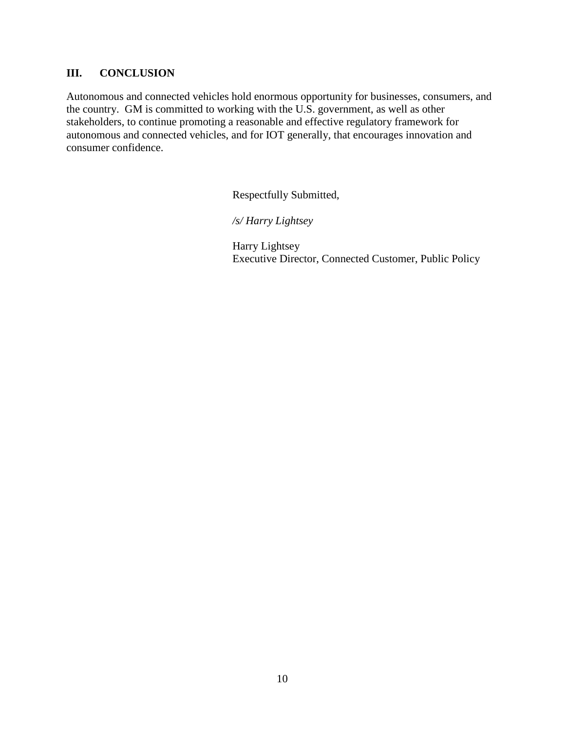## III. CONCLUSION

Autonomous and connected vehicles hold enormous opportunity for businesses, consumers, and the country. GM is committed to working with the U.S. government, as well as other stakeholders, to continue promoting a reasonable and effective regulatory framework for autonomous and connected vehicles, and for IOT generally, that encourages innovation and consumer confidence.

Respectfully Submitted,

*/s/ Harry Lightsey*

Harry Lightsey
Executive Director, Connected Customer, Public Policy